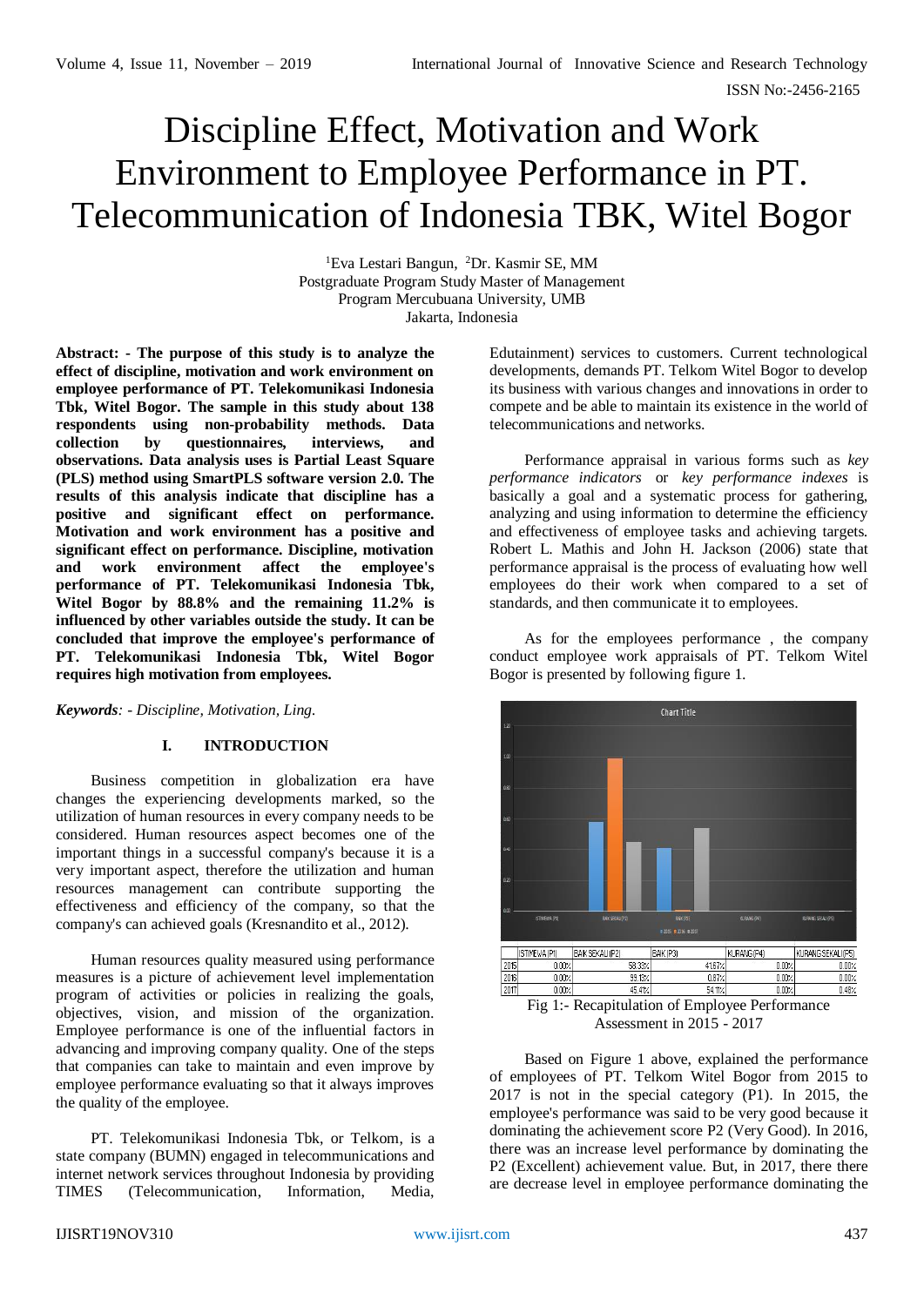# Discipline Effect, Motivation and Work Environment to Employee Performance in PT. Telecommunication of Indonesia TBK, Witel Bogor

[1]Eva Lestari Bangun, [2]Dr. Kasmir SE, MM
Postgraduate Program Study Master of Management
Program Mercubuana University, UMB
Jakarta, Indonesia

**Abstract: - The purpose of this study is to analyze the effect of discipline, motivation and work environment on employee performance of PT. Telekomunikasi Indonesia Tbk, Witel Bogor. The sample in this study about 138 respondents using non-probability methods. Data collection by questionnaires, interviews, and observations. Data analysis uses is Partial Least Square (PLS) method using SmartPLS software version 2.0. The results of this analysis indicate that discipline has a positive and significant effect on performance. Motivation and work environment has a positive and significant effect on performance. Discipline, motivation and work environment affect the employee's performance of PT. Telekomunikasi Indonesia Tbk, Witel Bogor by 88.8% and the remaining 11.2% is influenced by other variables outside the study. It can be concluded that improve the employee's performance of PT. Telekomunikasi Indonesia Tbk, Witel Bogor requires high motivation from employees.**

***Keywords****: - Discipline, Motivation, Ling.*

## I. INTRODUCTION

Business competition in globalization era have changes the experiencing developments marked, so the utilization of human resources in every company needs to be considered. Human resources aspect becomes one of the important things in a successful company's because it is a very important aspect, therefore the utilization and human resources management can contribute supporting the effectiveness and efficiency of the company, so that the company's can achieved goals (Kresnandito et al., 2012).

Human resources quality measured using performance measures is a picture of achievement level implementation program of activities or policies in realizing the goals, objectives, vision, and mission of the organization. Employee performance is one of the influential factors in advancing and improving company quality. One of the steps that companies can take to maintain and even improve by employee performance evaluating so that it always improves the quality of the employee.

PT. Telekomunikasi Indonesia Tbk, or Telkom, is a state company (BUMN) engaged in telecommunications and internet network services throughout Indonesia by providing TIMES (Telecommunication, Information, Media, Edutainment) services to customers. Current technological developments, demands PT. Telkom Witel Bogor to develop its business with various changes and innovations in order to compete and be able to maintain its existence in the world of telecommunications and networks.

Performance appraisal in various forms such as *key performance indicators* or *key performance indexes* is basically a goal and a systematic process for gathering, analyzing and using information to determine the efficiency and effectiveness of employee tasks and achieving targets. Robert L. Mathis and John H. Jackson (2006) state that performance appraisal is the process of evaluating how well employees do their work when compared to a set of standards, and then communicate it to employees.

As for the employees performance , the company conduct employee work appraisals of PT. Telkom Witel Bogor is presented by following figure 1.

| | ISTIMEWA (P1) | BAIK SEKALI (P2) | BAIK (P3) | KURANG (P4) | KURANG SEKALI (P5) |
|---|---|---|---|---|---|
| 2015 | 0.00% | 58.33% | 41.67% | 0.00% | 0.00% |
| 2016 | 0.00% | 99.13% | 0.87% | 0.00% | 0.00% |
| 2017 | 0.00% | 45.41% | 54.11% | 0.00% | 0.48% |

Fig 1:- Recapitulation of Employee Performance Assessment in 2015 - 2017

Based on Figure 1 above, explained the performance of employees of PT. Telkom Witel Bogor from 2015 to 2017 is not in the special category (P1). In 2015, the employee's performance was said to be very good because it dominating the achievement score P2 (Very Good). In 2016, there was an increase level performance by dominating the P2 (Excellent) achievement value. But, in 2017, there there are decrease level in employee performance dominating the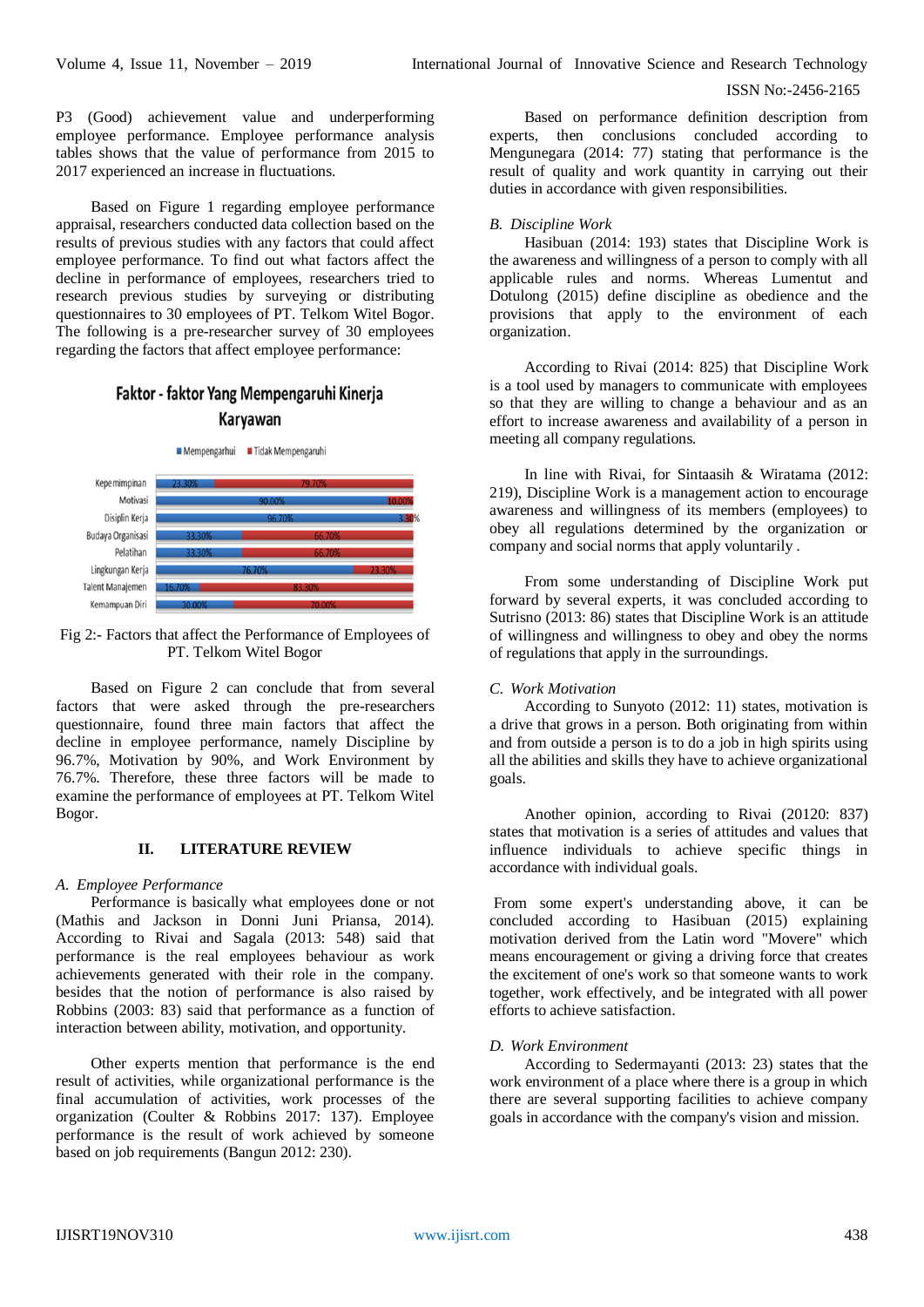P3 (Good) achievement value and underperforming employee performance. Employee performance analysis tables shows that the value of performance from 2015 to 2017 experienced an increase in fluctuations.

Based on Figure 1 regarding employee performance appraisal, researchers conducted data collection based on the results of previous studies with any factors that could affect employee performance. To find out what factors affect the decline in performance of employees, researchers tried to research previous studies by surveying or distributing questionnaires to 30 employees of PT. Telkom Witel Bogor. The following is a pre-researcher survey of 30 employees regarding the factors that affect employee performance:

**Faktor - faktor Yang Mempengaruhi Kinerja Karyawan**

| | Mempengarhui | Tidak Mempengaruhi |
|---|---|---|
| Kepemimpinan | 23.30% | 79.70% |
| Motivasi | 90.00% | 10.00% |
| Disiplin Kerja | 96.70% | 3.30% |
| Budaya Organisasi | 33.30% | 66.70% |
| Pelatihan | 33.30% | 66.70% |
| Lingkungan Kerja | 76.70% | 23.30% |
| Talent Manajemen | 16.70% | 83.30% |
| Kemampuan Diri | 30.00% | 70.00% |

Fig 2:- Factors that affect the Performance of Employees of PT. Telkom Witel Bogor

Based on Figure 2 can conclude that from several factors that were asked through the pre-researchers questionnaire, found three main factors that affect the decline in employee performance, namely Discipline by 96.7%, Motivation by 90%, and Work Environment by 76.7%. Therefore, these three factors will be made to examine the performance of employees at PT. Telkom Witel Bogor.

## II. LITERATURE REVIEW

### *A. Employee Performance*

Performance is basically what employees done or not (Mathis and Jackson in Donni Juni Priansa, 2014). According to Rivai and Sagala (2013: 548) said that performance is the real employees behaviour as work achievements generated with their role in the company. besides that the notion of performance is also raised by Robbins (2003: 83) said that performance as a function of interaction between ability, motivation, and opportunity.

Other experts mention that performance is the end result of activities, while organizational performance is the final accumulation of activities, work processes of the organization (Coulter & Robbins 2017: 137). Employee performance is the result of work achieved by someone based on job requirements (Bangun 2012: 230).

Based on performance definition description from experts, then conclusions concluded according to Mengunegara (2014: 77) stating that performance is the result of quality and work quantity in carrying out their duties in accordance with given responsibilities.

### *B. Discipline Work*

Hasibuan (2014: 193) states that Discipline Work is the awareness and willingness of a person to comply with all applicable rules and norms. Whereas Lumentut and Dotulong (2015) define discipline as obedience and the provisions that apply to the environment of each organization.

According to Rivai (2014: 825) that Discipline Work is a tool used by managers to communicate with employees so that they are willing to change a behaviour and as an effort to increase awareness and availability of a person in meeting all company regulations.

In line with Rivai, for Sintaasih & Wiratama (2012: 219), Discipline Work is a management action to encourage awareness and willingness of its members (employees) to obey all regulations determined by the organization or company and social norms that apply voluntarily .

From some understanding of Discipline Work put forward by several experts, it was concluded according to Sutrisno (2013: 86) states that Discipline Work is an attitude of willingness and willingness to obey and obey the norms of regulations that apply in the surroundings.

### *C. Work Motivation*

According to Sunyoto (2012: 11) states, motivation is a drive that grows in a person. Both originating from within and from outside a person is to do a job in high spirits using all the abilities and skills they have to achieve organizational goals.

Another opinion, according to Rivai (20120: 837) states that motivation is a series of attitudes and values that influence individuals to achieve specific things in accordance with individual goals.

From some expert's understanding above, it can be concluded according to Hasibuan (2015) explaining motivation derived from the Latin word "Movere" which means encouragement or giving a driving force that creates the excitement of one's work so that someone wants to work together, work effectively, and be integrated with all power efforts to achieve satisfaction.

### *D. Work Environment*

According to Sedermayanti (2013: 23) states that the work environment of a place where there is a group in which there are several supporting facilities to achieve company goals in accordance with the company's vision and mission.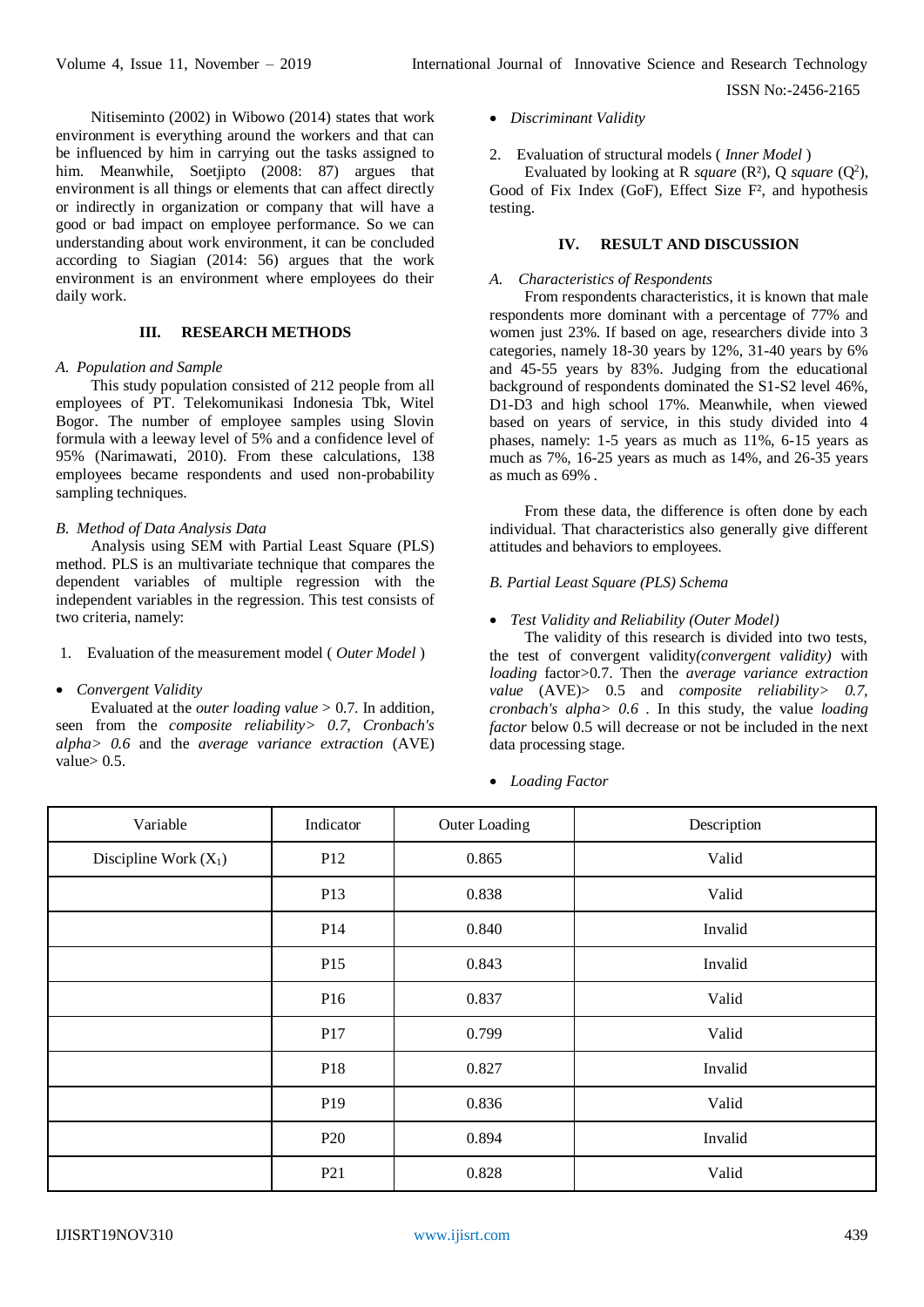Nitiseminto (2002) in Wibowo (2014) states that work environment is everything around the workers and that can be influenced by him in carrying out the tasks assigned to him. Meanwhile, Soetjipto (2008: 87) argues that environment is all things or elements that can affect directly or indirectly in organization or company that will have a good or bad impact on employee performance. So we can understanding about work environment, it can be concluded according to Siagian (2014: 56) argues that the work environment is an environment where employees do their daily work.

## III. RESEARCH METHODS

### *A. Population and Sample*

This study population consisted of 212 people from all employees of PT. Telekomunikasi Indonesia Tbk, Witel Bogor. The number of employee samples using Slovin formula with a leeway level of 5% and a confidence level of 95% (Narimawati, 2010). From these calculations, 138 employees became respondents and used non-probability sampling techniques.

### *B. Method of Data Analysis Data*

Analysis using SEM with Partial Least Square (PLS) method. PLS is an multivariate technique that compares the dependent variables of multiple regression with the independent variables in the regression. This test consists of two criteria, namely:

1. Evaluation of the measurement model ( *Outer Model* )

- *Convergent Validity*

Evaluated at the *outer loading value* > 0.7. In addition, seen from the *composite reliability> 0.7, Cronbach's alpha> 0.6* and the *average variance extraction* (AVE) value> 0.5.

- *Discriminant Validity*

2. Evaluation of structural models ( *Inner Model* )

Evaluated by looking at R *square* ($R^2$), Q *square* ($Q^2$), Good of Fix Index (GoF), Effect Size $F^2$, and hypothesis testing.

## IV. RESULT AND DISCUSSION

### *A. Characteristics of Respondents*

From respondents characteristics, it is known that male respondents more dominant with a percentage of 77% and women just 23%. If based on age, researchers divide into 3 categories, namely 18-30 years by 12%, 31-40 years by 6% and 45-55 years by 83%. Judging from the educational background of respondents dominated the S1-S2 level 46%, D1-D3 and high school 17%. Meanwhile, when viewed based on years of service, in this study divided into 4 phases, namely: 1-5 years as much as 11%, 6-15 years as much as 7%, 16-25 years as much as 14%, and 26-35 years as much as 69% .

From these data, the difference is often done by each individual. That characteristics also generally give different attitudes and behaviors to employees.

### *B. Partial Least Square (PLS) Schema*

- *Test Validity and Reliability (Outer Model)*

The validity of this research is divided into two tests, the test of convergent validity*(convergent validity)* with *loading* factor>0.7. Then the *average variance extraction value* (AVE)> 0.5 and *composite reliability> 0.7, cronbach's alpha> 0.6* . In this study, the value *loading factor* below 0.5 will decrease or not be included in the next data processing stage.

- *Loading Factor*

| Variable | Indicator | Outer Loading | Description |
|---|---|---|---|
| Discipline Work ($X_1$) | P12 | 0.865 | Valid |
| | P13 | 0.838 | Valid |
| | P14 | 0.840 | Invalid |
| | P15 | 0.843 | Invalid |
| | P16 | 0.837 | Valid |
| | P17 | 0.799 | Valid |
| | P18 | 0.827 | Invalid |
| | P19 | 0.836 | Valid |
| | P20 | 0.894 | Invalid |
| | P21 | 0.828 | Valid |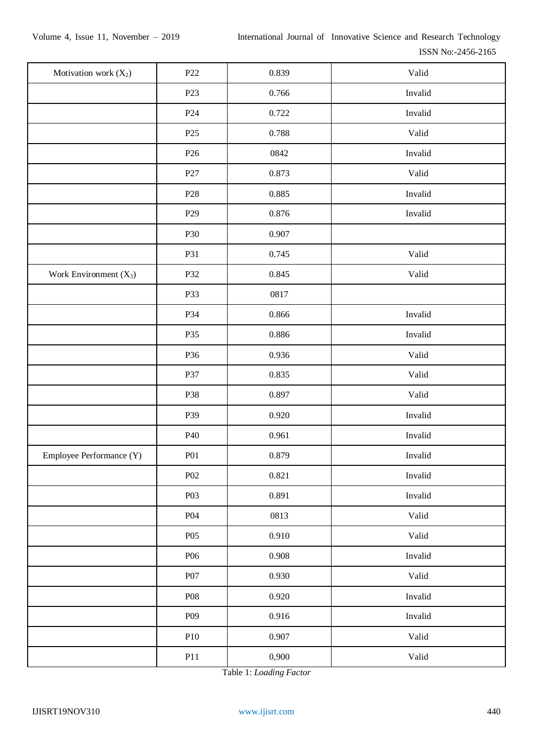| Motivation work ($X_2$) | P22 | 0.839 | Valid |
|---|---|---|---|
| | P23 | 0.766 | Invalid |
| | P24 | 0.722 | Invalid |
| | P25 | 0.788 | Valid |
| | P26 | 0842 | Invalid |
| | P27 | 0.873 | Valid |
| | P28 | 0.885 | Invalid |
| | P29 | 0.876 | Invalid |
| | P30 | 0.907 | |
| | P31 | 0.745 | Valid |
| Work Environment ($X_3$) | P32 | 0.845 | Valid |
| | P33 | 0817 | |
| | P34 | 0.866 | Invalid |
| | P35 | 0.886 | Invalid |
| | P36 | 0.936 | Valid |
| | P37 | 0.835 | Valid |
| | P38 | 0.897 | Valid |
| | P39 | 0.920 | Invalid |
| | P40 | 0.961 | Invalid |
| Employee Performance (Y) | P01 | 0.879 | Invalid |
| | P02 | 0.821 | Invalid |
| | P03 | 0.891 | Invalid |
| | P04 | 0813 | Valid |
| | P05 | 0.910 | Valid |
| | P06 | 0.908 | Invalid |
| | P07 | 0.930 | Valid |
| | P08 | 0.920 | Invalid |
| | P09 | 0.916 | Invalid |
| | P10 | 0.907 | Valid |
| | P11 | 0,900 | Valid |

Table 1: *Loading Factor*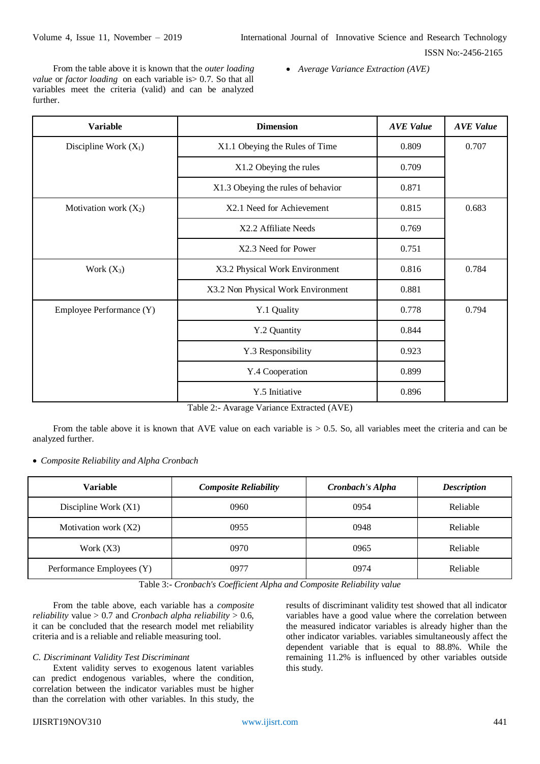From the table above it is known that the *outer loading value* or *factor loading* on each variable is> 0.7. So that all variables meet the criteria (valid) and can be analyzed further.

- *Average Variance Extraction (AVE)*

| Variable | Dimension | *AVE Value* | *AVE Value* |
|---|---|---|---|
| Discipline Work ($X_1$) | X1.1 Obeying the Rules of Time | 0.809 | 0.707 |
| | X1.2 Obeying the rules | 0.709 | |
| | X1.3 Obeying the rules of behavior | 0.871 | |
| Motivation work ($X_2$) | X2.1 Need for Achievement | 0.815 | 0.683 |
| | X2.2 Affiliate Needs | 0.769 | |
| | X2.3 Need for Power | 0.751 | |
| Work ($X_3$) | X3.2 Physical Work Environment | 0.816 | 0.784 |
| | X3.2 Non Physical Work Environment | 0.881 | |
| Employee Performance (Y) | Y.1 Quality | 0.778 | 0.794 |
| | Y.2 Quantity | 0.844 | |
| | Y.3 Responsibility | 0.923 | |
| | Y.4 Cooperation | 0.899 | |
| | Y.5 Initiative | 0.896 | |

Table 2:- Avarage Variance Extracted (AVE)

From the table above it is known that AVE value on each variable is > 0.5. So, all variables meet the criteria and can be analyzed further.

- *Composite Reliability and Alpha Cronbach*

| Variable | *Composite Reliability* | *Cronbach's Alpha* | *Description* |
|---|---|---|---|
| Discipline Work (X1) | 0960 | 0954 | Reliable |
| Motivation work (X2) | 0955 | 0948 | Reliable |
| Work (X3) | 0970 | 0965 | Reliable |
| Performance Employees (Y) | 0977 | 0974 | Reliable |

Table 3:- *Cronbach's Coefficient Alpha and Composite Reliability value*

From the table above, each variable has a *composite reliability* value > 0.7 and *Cronbach alpha reliability* > 0.6, it can be concluded that the research model met reliability criteria and is a reliable and reliable measuring tool.

*C. Discriminant Validity Test Discriminant*

Extent validity serves to exogenous latent variables can predict endogenous variables, where the condition, correlation between the indicator variables must be higher than the correlation with other variables. In this study, the results of discriminant validity test showed that all indicator variables have a good value where the correlation between the measured indicator variables is already higher than the other indicator variables. variables simultaneously affect the dependent variable that is equal to 88.8%. While the remaining 11.2% is influenced by other variables outside this study.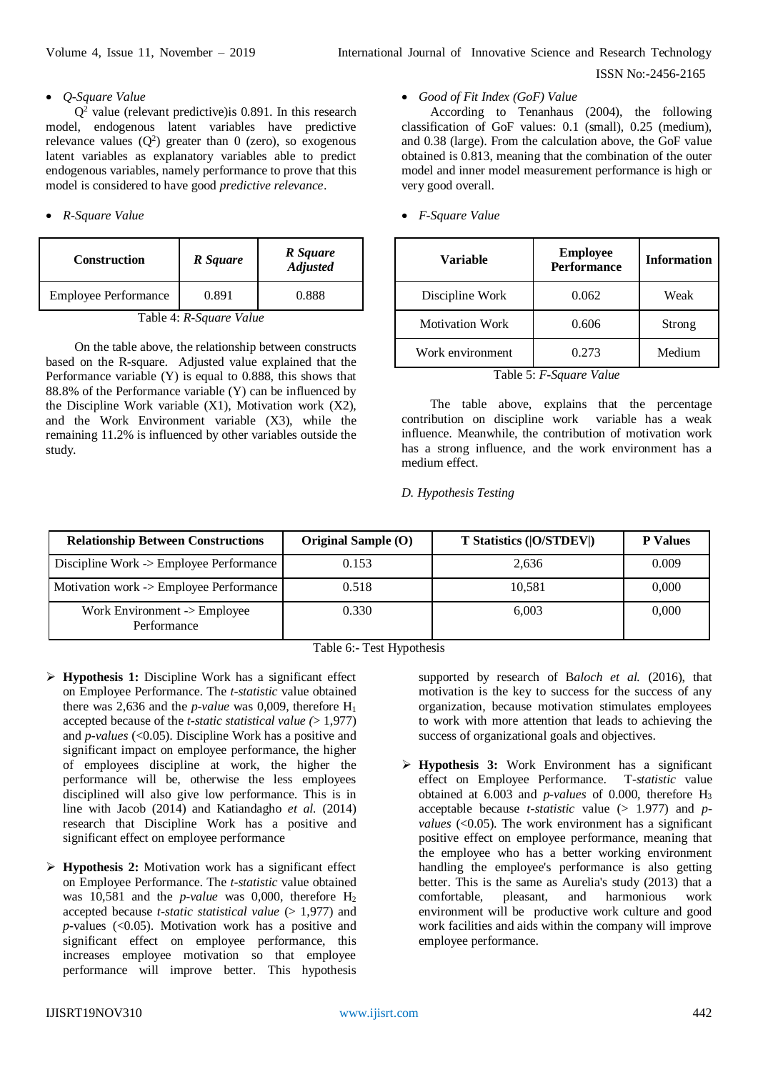- *Q-Square Value*

$Q^2$ value (relevant predictive)is 0.891. In this research model, endogenous latent variables have predictive relevance values ($Q^2$) greater than 0 (zero), so exogenous latent variables as explanatory variables able to predict endogenous variables, namely performance to prove that this model is considered to have good *predictive relevance*.

- *R-Square Value*

| Construction | *R Square* | *R Square Adjusted* |
|---|---|---|
| Employee Performance | 0.891 | 0.888 |

Table 4: *R-Square Value*

On the table above, the relationship between constructs based on the R-square. Adjusted value explained that the Performance variable (Y) is equal to 0.888, this shows that 88.8% of the Performance variable (Y) can be influenced by the Discipline Work variable (X1), Motivation work (X2), and the Work Environment variable (X3), while the remaining 11.2% is influenced by other variables outside the study.

- *Good of Fit Index (GoF) Value*

According to Tenanhaus (2004), the following classification of GoF values: 0.1 (small), 0.25 (medium), and 0.38 (large). From the calculation above, the GoF value obtained is 0.813, meaning that the combination of the outer model and inner model measurement performance is high or very good overall.

- *F-Square Value*

| Variable | Employee Performance | Information |
|---|---|---|
| Discipline Work | 0.062 | Weak |
| Motivation Work | 0.606 | Strong |
| Work environment | 0.273 | Medium |

Table 5: *F-Square Value*

The table above, explains that the percentage contribution on discipline work variable has a weak influence. Meanwhile, the contribution of motivation work has a strong influence, and the work environment has a medium effect.

*D. Hypothesis Testing*

| Relationship Between Constructions | Original Sample (O) | T Statistics (\|O/STDEV\|) | P Values |
|---|---|---|---|
| Discipline Work -> Employee Performance | 0.153 | 2,636 | 0.009 |
| Motivation work -> Employee Performance | 0.518 | 10,581 | 0,000 |
| Work Environment -> Employee Performance | 0.330 | 6,003 | 0,000 |

Table 6:- Test Hypothesis

- **Hypothesis 1:** Discipline Work has a significant effect on Employee Performance. The *t-statistic* value obtained there was 2,636 and the *p-value* was 0,009, therefore $H_1$ accepted because of the *t-static statistical value (*> 1,977) and *p-values* (<0.05). Discipline Work has a positive and significant impact on employee performance, the higher of employees discipline at work, the higher the performance will be, otherwise the less employees disciplined will also give low performance. This is in line with Jacob (2014) and Katiandagho *et al.* (2014) research that Discipline Work has a positive and significant effect on employee performance

- **Hypothesis 2:** Motivation work has a significant effect on Employee Performance. The *t-statistic* value obtained was 10,581 and the *p-value* was 0,000, therefore $H_2$ accepted because *t-static statistical value* (> 1,977) and *p*-values (<0.05). Motivation work has a positive and significant effect on employee performance, this increases employee motivation so that employee performance will improve better. This hypothesis supported by research of Baloch *et al.* (2016), that motivation is the key to success for the success of any organization, because motivation stimulates employees to work with more attention that leads to achieving the success of organizational goals and objectives.

- **Hypothesis 3:** Work Environment has a significant effect on Employee Performance. T-*statistic* value obtained at 6.003 and *p-values* of 0.000, therefore $H_3$ acceptable because *t-statistic* value (> 1.977) and *p-values* (<0.05). The work environment has a significant positive effect on employee performance, meaning that the employee who has a better working environment handling the employee's performance is also getting better. This is the same as Aurelia's study (2013) that a comfortable, pleasant, and harmonious work environment will be productive work culture and good work facilities and aids within the company will improve employee performance.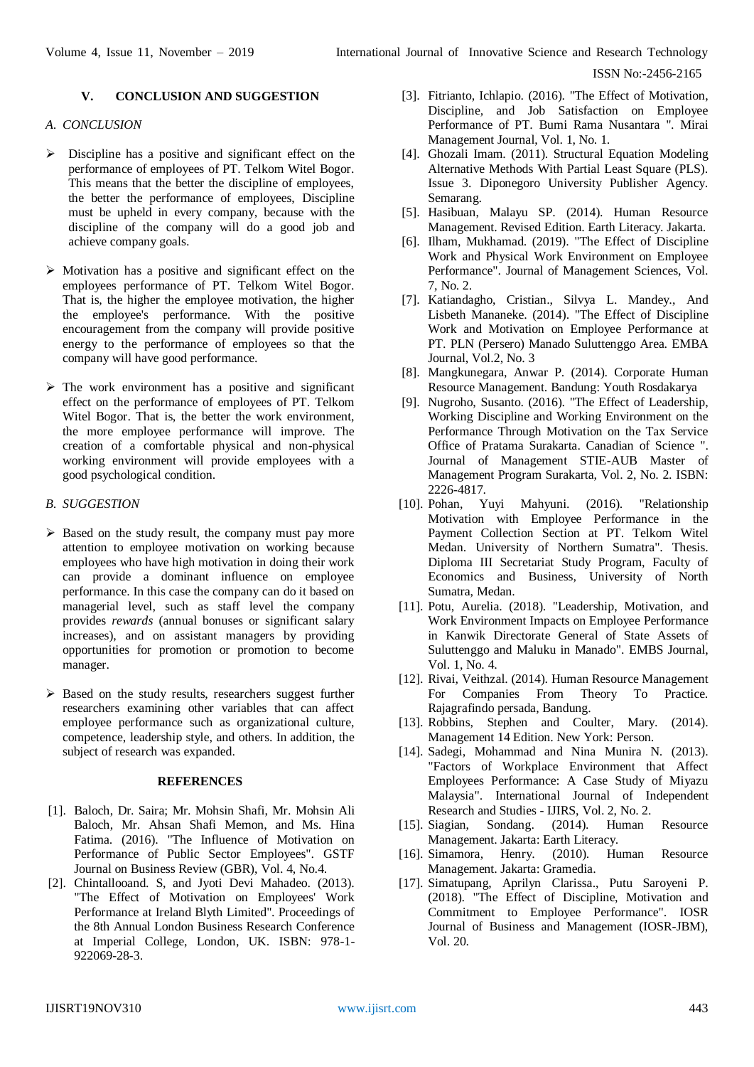## V. CONCLUSION AND SUGGESTION

### A. CONCLUSION

- Discipline has a positive and significant effect on the performance of employees of PT. Telkom Witel Bogor. This means that the better the discipline of employees, the better the performance of employees, Discipline must be upheld in every company, because with the discipline of the company will do a good job and achieve company goals.
- Motivation has a positive and significant effect on the employees performance of PT. Telkom Witel Bogor. That is, the higher the employee motivation, the higher the employee's performance. With the positive encouragement from the company will provide positive energy to the performance of employees so that the company will have good performance.
- The work environment has a positive and significant effect on the performance of employees of PT. Telkom Witel Bogor. That is, the better the work environment, the more employee performance will improve. The creation of a comfortable physical and non-physical working environment will provide employees with a good psychological condition.

### B. SUGGESTION

- Based on the study result, the company must pay more attention to employee motivation on working because employees who have high motivation in doing their work can provide a dominant influence on employee performance. In this case the company can do it based on managerial level, such as staff level the company provides *rewards* (annual bonuses or significant salary increases), and on assistant managers by providing opportunities for promotion or promotion to become manager.
- Based on the study results, researchers suggest further researchers examining other variables that can affect employee performance such as organizational culture, competence, leadership style, and others. In addition, the subject of research was expanded.

## REFERENCES

[1]. Baloch, Dr. Saira; Mr. Mohsin Shafi, Mr. Mohsin Ali Baloch, Mr. Ahsan Shafi Memon, and Ms. Hina Fatima. (2016). "The Influence of Motivation on Performance of Public Sector Employees". GSTF Journal on Business Review (GBR), Vol. 4, No.4.

[2]. Chintallooand. S, and Jyoti Devi Mahadeo. (2013). "The Effect of Motivation on Employees' Work Performance at Ireland Blyth Limited". Proceedings of the 8th Annual London Business Research Conference at Imperial College, London, UK. ISBN: 978-1-922069-28-3.

[3]. Fitrianto, Ichlapio. (2016). "The Effect of Motivation, Discipline, and Job Satisfaction on Employee Performance of PT. Bumi Rama Nusantara ". Mirai Management Journal, Vol. 1, No. 1.

[4]. Ghozali Imam. (2011). Structural Equation Modeling Alternative Methods With Partial Least Square (PLS). Issue 3. Diponegoro University Publisher Agency. Semarang.

[5]. Hasibuan, Malayu SP. (2014). Human Resource Management. Revised Edition. Earth Literacy. Jakarta.

[6]. Ilham, Mukhamad. (2019). "The Effect of Discipline Work and Physical Work Environment on Employee Performance". Journal of Management Sciences, Vol. 7, No. 2.

[7]. Katiandagho, Cristian., Silvya L. Mandey., And Lisbeth Mananeke. (2014). "The Effect of Discipline Work and Motivation on Employee Performance at PT. PLN (Persero) Manado Suluttenggo Area. EMBA Journal, Vol.2, No. 3

[8]. Mangkunegara, Anwar P. (2014). Corporate Human Resource Management. Bandung: Youth Rosdakarya

[9]. Nugroho, Susanto. (2016). "The Effect of Leadership, Working Discipline and Working Environment on the Performance Through Motivation on the Tax Service Office of Pratama Surakarta. Canadian of Science ". Journal of Management STIE-AUB Master of Management Program Surakarta, Vol. 2, No. 2. ISBN: 2226-4817.

[10]. Pohan, Yuyi Mahyuni. (2016). "Relationship Motivation with Employee Performance in the Payment Collection Section at PT. Telkom Witel Medan. University of Northern Sumatra". Thesis. Diploma III Secretariat Study Program, Faculty of Economics and Business, University of North Sumatra, Medan.

[11]. Potu, Aurelia. (2018). "Leadership, Motivation, and Work Environment Impacts on Employee Performance in Kanwik Directorate General of State Assets of Suluttenggo and Maluku in Manado". EMBS Journal, Vol. 1, No. 4.

[12]. Rivai, Veithzal. (2014). Human Resource Management For Companies From Theory To Practice. Rajagrafindo persada, Bandung.

[13]. Robbins, Stephen and Coulter, Mary. (2014). Management 14 Edition. New York: Person.

[14]. Sadegi, Mohammad and Nina Munira N. (2013). "Factors of Workplace Environment that Affect Employees Performance: A Case Study of Miyazu Malaysia". International Journal of Independent Research and Studies - IJIRS, Vol. 2, No. 2.

[15]. Siagian, Sondang. (2014). Human Resource Management. Jakarta: Earth Literacy.

[16]. Simamora, Henry. (2010). Human Resource Management. Jakarta: Gramedia.

[17]. Simatupang, Aprilyn Clarissa., Putu Saroyeni P. (2018). "The Effect of Discipline, Motivation and Commitment to Employee Performance". IOSR Journal of Business and Management (IOSR-JBM), Vol. 20.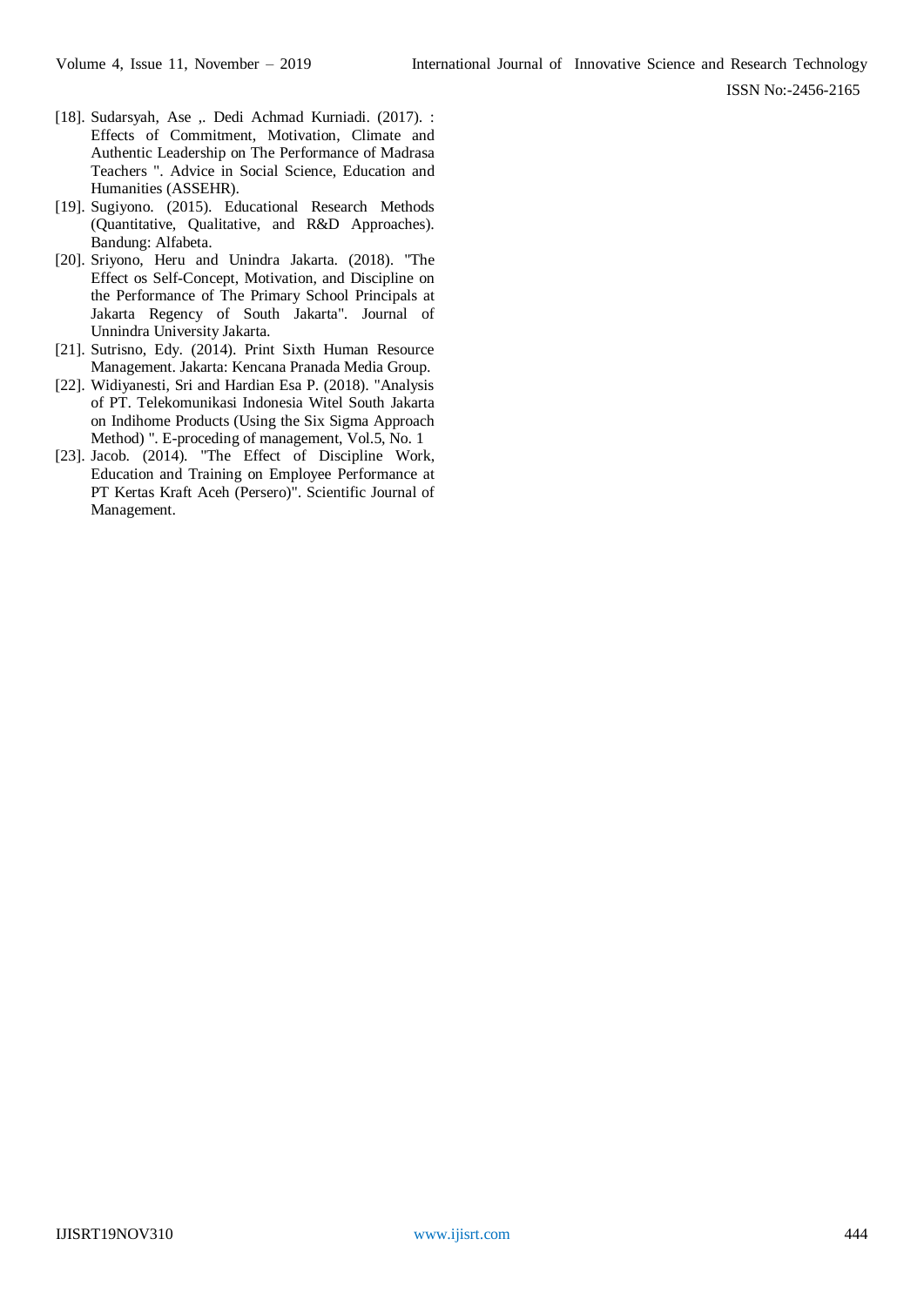[18]. Sudarsyah, Ase ,. Dedi Achmad Kurniadi. (2017). : Effects of Commitment, Motivation, Climate and Authentic Leadership on The Performance of Madrasa Teachers ". Advice in Social Science, Education and Humanities (ASSEHR).

[19]. Sugiyono. (2015). Educational Research Methods (Quantitative, Qualitative, and R&D Approaches). Bandung: Alfabeta.

[20]. Sriyono, Heru and Unindra Jakarta. (2018). "The Effect os Self-Concept, Motivation, and Discipline on the Performance of The Primary School Principals at Jakarta Regency of South Jakarta". Journal of Unnindra University Jakarta.

[21]. Sutrisno, Edy. (2014). Print Sixth Human Resource Management. Jakarta: Kencana Pranada Media Group.

[22]. Widiyanesti, Sri and Hardian Esa P. (2018). "Analysis of PT. Telekomunikasi Indonesia Witel South Jakarta on Indihome Products (Using the Six Sigma Approach Method) ". E-proceding of management, Vol.5, No. 1

[23]. Jacob. (2014). "The Effect of Discipline Work, Education and Training on Employee Performance at PT Kertas Kraft Aceh (Persero)". Scientific Journal of Management.